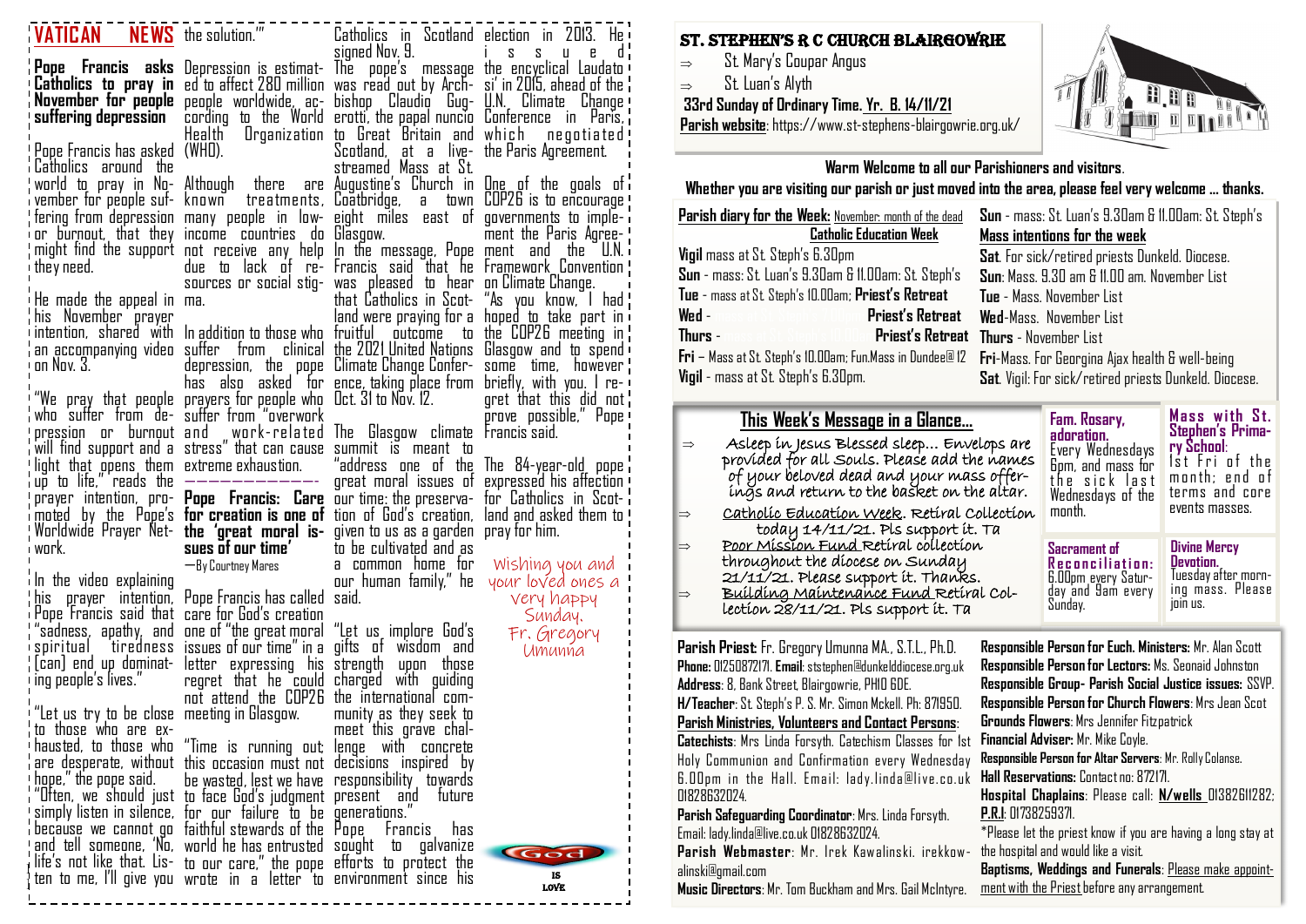# VATICAN NEWS

## Pope Francis asks Catholics to pray in November for people suffering depression

Pope Francis has asked Catholics around the world to pray in November for people suffering from depression or burnout, that they might find the support they need.

He made the appeal in his November prayer intention, shared with an accompanying video on Nov. 3.

"We pray that people who suffer from depression or burnout will find support and a light that opens them up to life," reads the prayer intention, promoted by the Pope's Worldwide Prayer Network.

In the video explaining his prayer intention, Pope Francis said that "sadness, apathy, and spiritual tiredness [can] end up dominating people's lives."

"Let us try to be close to those who are exhausted, to those who are desperate, without hope," the pope said. "Often, we should just simply listen in silence, because we cannot go and tell someone, 'No, life's not like that. Listen to me, I'll give you the solution.'"

Depression is estimated to affect 280 million people worldwide, according to the World Health Organization (WHO).

Although there are known treatments, many people in low-income countries do not receive any help due to lack of resources or social stigma.

In addition to those who suffer from clinical depression, the pope has also asked for prayers for people who suffer from "overwork and work-related stress" that can cause extreme exhaustion.

---

## Pope Francis: Care for creation is one of the 'great moral issues of our time'

—By Courtney Mares

Pope Francis has called care for God's creation one of "the great moral issues of our time" in a letter expressing his regret that he could not attend the COP26 meeting in Glasgow.

"Time is running out; this occasion must not be wasted, lest we have to face God's judgment for our failure to be faithful stewards of the world he has entrusted to our care," the pope wrote in a letter to Catholics in Scotland signed Nov. 9.

The pope's message was read out by Archbishop Claudio Gugerotti, the papal nuncio to Great Britain and Scotland, at a live-streamed Mass at St. Augustine's Church in Coatbridge, a town eight miles east of Glasgow.

In the message, Pope Francis said that he was pleased to hear that Catholics in Scotland were praying for a fruitful outcome to the 2021 United Nations Climate Change Conference, taking place from Oct. 31 to Nov. 12.

The Glasgow climate summit is meant to "address one of the great moral issues of our time: the preservation of God's creation, given to us as a garden to be cultivated and as a common home for our human family," he said.

"Let us implore God's gifts of wisdom and strength upon those charged with guiding the international community as they seek to meet this grave challenge with concrete decisions inspired by responsibility towards present and future generations."

Pope Francis has sought to galvanize efforts to protect the environment since his election in 2013. He issued the encyclical Laudato si' in 2015, ahead of the U.N. Climate Change Conference in Paris, which negotiated the Paris Agreement.

One of the goals of COP26 is to encourage governments to implement the Paris Agreement and the U.N. Framework Convention on Climate Change.

"As you know, I had hoped to take part in the COP26 meeting in Glasgow and to spend some time, however briefly, with you. I regret that this did not prove possible," Pope Francis said.

The 84-year-old pope expressed his affection for Catholics in Scotland and asked them to pray for him.

Wishing you and your loved ones a very happy Sunday.
Fr. Gregory Umunna

God IS LOVE

---

# ST. STEPHEN'S R C CHURCH BLAIRGOWRIE

- ⇒ St. Mary's Coupar Angus
- ⇒ St. Luan's Alyth

**33rd Sunday of Ordinary Time. Yr. B. 14/11/21**

**Parish website**: https://www.st-stephens-blairgowrie.org.uk/

**Warm Welcome to all our Parishioners and visitors.**

**Whether you are visiting our parish or just moved into the area, please feel very welcome … thanks.**

**Parish diary for the Week:** November: month of the dead
**Catholic Education Week**

**Vigil** mass at St. Steph's 6.30pm
**Sun** - mass: St. Luan's 9.30am & 11.00am: St. Steph's
**Tue** - mass at St. Steph's 10.00am; **Priest's Retreat**
**Wed** - **Priest's Retreat**
**Thurs** - **Priest's Retreat**
**Fri** – Mass at St. Steph's 10.00am; Fun.Mass in Dundee@ 12
**Vigil** - mass at St. Steph's 6.30pm.

**Sun** - mass: St. Luan's 9.30am & 11.00am: St. Steph's

**Mass intentions for the week**

**Sat**. For sick/retired priests Dunkeld. Diocese.
**Sun**: Mass. 9.30 am & 11.00 am. November List
**Tue** - Mass. November List
**Wed**-Mass. November List
**Thurs** - November List
**Fri**-Mass. For Georgina Ajax health & well-being
**Sat**. Vigil: For sick/retired priests Dunkeld. Diocese.

## This Week's Message in a Glance…

- ⇒ Asleep in Jesus Blessed sleep… Envelops are provided for all Souls. Please add the names of your beloved dead and your mass offerings and return to the basket on the altar.
- ⇒ Catholic Education Week. Retiral Collection today 14/11/21. Pls support it. Ta
- ⇒ Poor Mission Fund Retiral collection throughout the diocese on Sunday 21/11/21. Please support it. Thanks.
- ⇒ Building Maintenance Fund Retiral Collection 28/11/21. Pls support it. Ta

**Fam. Rosary, adoration.** Every Wednesdays 6pm, and mass for the sick last Wednesdays of the month.

**Mass with St. Stephen's Primary School**: 1st Fri of the month; end of terms and core events masses.

**Sacrament of Reconciliation:** 6.00pm every Saturday and 9am every Sunday.

**Divine Mercy Devotion.** Tuesday after morning mass. Please join us.

**Parish Priest**: Fr. Gregory Umunna MA., S.T.L., Ph.D.
**Phone:** 01250872171. **Email**: ststephen@dunkelddiocese.org.uk
**Address**: 8, Bank Street, Blairgowrie, PH10 6DE.
**H/Teacher**: St. Steph's P. S. Mr. Simon Mckell. Ph: 871950.
**Parish Ministries, Volunteers and Contact Persons**:
**Catechists**: Mrs Linda Forsyth. Catechism Classes for 1st Holy Communion and Confirmation every Wednesday 6.00pm in the Hall. Email: lady.linda@live.co.uk 01828632024.
**Parish Safeguarding Coordinator**: Mrs. Linda Forsyth. Email: lady.linda@live.co.uk 01828632024.
**Parish Webmaster**: Mr. Irek Kawalinski. irekkowalinski@gmail.com
**Music Directors**: Mr. Tom Buckham and Mrs. Gail McIntyre.

**Responsible Person for Euch. Ministers:** Mr. Alan Scott
**Responsible Person for Lectors:** Ms. Seonaid Johnston
**Responsible Group- Parish Social Justice issues:** SSVP.
**Responsible Person for Church Flowers**: Mrs Jean Scot
**Grounds Flowers**: Mrs Jennifer Fitzpatrick
**Financial Adviser:** Mr. Mike Coyle.
**Responsible Person for Altar Servers**: Mr. Rolly Colanse.
**Hall Reservations:** Contact no: 872171.
**Hospital Chaplains**: Please call: N/wells 01382611282; P.R.I: 01738259371.
*Please let the priest know if you are having a long stay at the hospital and would like a visit.
**Baptisms, Weddings and Funerals**: Please make appointment with the Priest before any arrangement.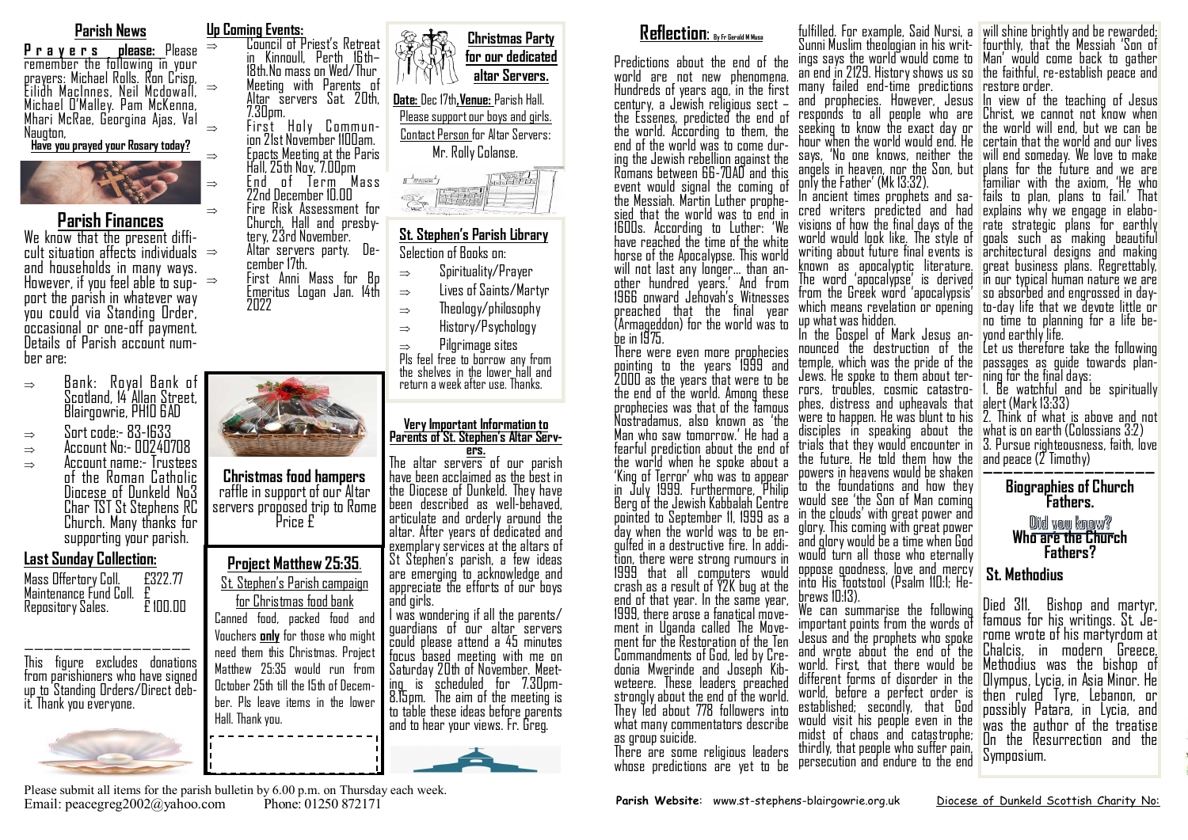## Parish News

**Prayers please:** Please remember the following in your prayers: Michael Rolls, Ron Crisp, Eilidh MacInnes, Neil Mcdowall, Michael O'Malley, Pam McKenna, Mhari McRae, Georgina Ajas, Val Naugton,

**Have you prayed your Rosary today?**

## Parish Finances

We know that the present difficult situation affects individuals and households in many ways. However, if you feel able to support the parish in whatever way you could via Standing Order, occasional or one-off payment. Details of Parish account number are:

- Bank: Royal Bank of Scotland, 14 Allan Street, Blairgowrie, PH10 6AD
- Sort code:- 83-1633
- Account No:- 00240708
- Account name:- Trustees of the Roman Catholic Diocese of Dunkeld No3 Char TST St Stephens RC Church. Many thanks for supporting your parish.

### Last Sunday Collection:

| | |
|---|---|
| Mass Offertory Coll. | £322.77 |
| Maintenance Fund Coll. | £ |
| Repository Sales. | £ 100.00 |

This figure excludes donations from parishioners who have signed up to Standing Orders/Direct debit. Thank you everyone.

## Up Coming Events:

- Council of Priest's Retreat in Kinnoull, Perth 16th–18th.No mass on Wed/Thur
- Meeting with Parents of Altar servers Sat. 20th, 7.30pm.
- First Holy Communion 21st November 1100am.
- Epacts Meeting at the Paris Hall, 25th Nov, 7.00pm
- End of Term Mass 22nd December 10.00
- Fire Risk Assessment for Church, Hall and presbytery, 23rd November.
- Altar servers party. December 17th.
- First Anni Mass for Bp Emeritus Logan Jan. 14th 2022

### Christmas food hampers

raffle in support of our Altar servers proposed trip to Rome Price £

### Project Matthew 25:35.

St. Stephen's Parish campaign for Christmas food bank

Canned food, packed food and Vouchers **only** for those who might need them this Christmas. Project Matthew 25:35 would run from October 25th till the 15th of December. Pls leave items in the lower Hall. Thank you.

### Christmas Party for our dedicated altar Servers.

**Date:** Dec 17th,**Venue:** Parish Hall.

Please support our boys and girls.

Contact Person for Altar Servers: Mr. Rolly Colanse.

### St. Stephen's Parish Library

Selection of Books on:

- Spirituality/Prayer
- Lives of Saints/Martyr
- Theology/philosophy
- History/Psychology
- Pilgrimage sites

Pls feel free to borrow any from the shelves in the lower hall and return a week after use. Thanks.

### Very Important Information to Parents of St. Stephen's Altar Servers.

The altar servers of our parish have been acclaimed as the best in the Diocese of Dunkeld. They have been described as well-behaved, articulate and orderly around the altar. After years of dedicated and exemplary services at the altars of St Stephen's parish, a few ideas are emerging to acknowledge and appreciate the efforts of our boys and girls.

I was wondering if all the parents/guardians of our altar servers could please attend a 45 minutes focus based meeting with me on Saturday 20th of November. Meeting is scheduled for 7.30pm-8.15pm. The aim of the meeting is to table these ideas before parents and to hear your views. Fr. Greg.

## Reflection: By Fr Gerald M Musa

Predictions about the end of the world are not new phenomena. Hundreds of years ago, in the first century, a Jewish religious sect – the Essenes, predicted the end of the world. According to them, the end of the world was to come during the Jewish rebellion against the Romans between 66-70AD and this event would signal the coming of the Messiah. Martin Luther prophesied that the world was to end in 1600s. According to Luther: 'We have reached the time of the white horse of the Apocalypse. This world will not last any longer… than another hundred years.' And from 1966 onward Jehovah's Witnesses preached that the final year (Armageddon) for the world was to be in 1975.

There were even more prophecies pointing to the years 1999 and 2000 as the years that were to be the end of the world. Among these prophecies was that of the famous Nostradamus, also known as 'the Man who saw tomorrow.' He had a fearful prediction about the end of the world when he spoke about a 'King of Terror' who was to appear in July 1999. Furthermore, Philip Berg of the Jewish Kabbalah Centre pointed to September 11, 1999 as a day when the world was to be engulfed in a destructive fire. In addition, there were strong rumours in 1999 that all computers would crash as a result of Y2K bug at the end of that year. In the same year, 1999, there arose a fanatical movement in Uganda called The Movement for the Restoration of the Ten Commandments of God, led by Credonia Mwerinde and Joseph Kibweteere. These leaders preached strongly about the end of the world. They led about 778 followers into what many commentators describe as group suicide.

There are some religious leaders whose predictions are yet to be fulfilled. For example, Said Nursi, a Sunni Muslim theologian in his writings says the world would come to an end in 2129. History shows us so many failed end-time predictions and prophecies. However, Jesus responds to all people who are seeking to know the exact day or hour when the world would end. He says, 'No one knows, neither the angels in heaven, nor the Son, but only the Father' (Mk 13:32).

In ancient times prophets and sacred writers predicted and had visions of how the final days of the world would look like. The style of writing about future final events is known as apocalyptic literature. The word 'apocalypse' is derived from the Greek word 'apocalypsis' which means revelation or opening up what was hidden.

In the Gospel of Mark Jesus announced the destruction of the temple, which was the pride of the Jews. He spoke to them about terrors, troubles, cosmic catastrophes, distress and upheavals that were to happen. He was blunt to his disciples in speaking about the trials that they would encounter in the future. He told them how the powers in heavens would be shaken to the foundations and how they would see 'the Son of Man coming in the clouds' with great power and glory. This coming with great power and glory would be a time when God would turn all those who eternally oppose goodness, love and mercy into His footstool (Psalm 110:1; Hebrews 10:13).

We can summarise the following important points from the words of Jesus and the prophets who spoke and wrote about the end of the world. First, that there would be different forms of disorder in the world, before a perfect order is established; secondly, that God would visit his people even in the midst of chaos and catastrophe; thirdly, that people who suffer pain, persecution and endure to the end will shine brightly and be rewarded; fourthly, that the Messiah 'Son of Man' would come back to gather the faithful, re-establish peace and restore order.

In view of the teaching of Jesus Christ, we cannot not know when the world will end, but we can be certain that the world and our lives will end someday. We love to make plans for the future and we are familiar with the axiom, 'He who fails to plan, plans to fail.' That explains why we engage in elaborate strategic plans for earthly goals such as making beautiful architectural designs and making great business plans. Regrettably, in our typical human nature we are so absorbed and engrossed in day-to-day life that we devote little or no time to planning for a life beyond earthly life.

Let us therefore take the following passages as guide towards planning for the final days:

1. Be watchful and be spiritually alert (Mark 13:33)
2. Think of what is above and not what is on earth (Colossians 3:2)
3. Pursue righteousness, faith, love and peace (2 Timothy)

## Biographies of Church Fathers.

**Did you know? Who are the Church Fathers?**

### St. Methodius

Died 311. Bishop and martyr, famous for his writings. St. Jerome wrote of his martyrdom at Chalcis, in modern Greece. Methodius was the bishop of Olympus, Lycia, in Asia Minor. He then ruled Tyre, Lebanon, or possibly Patara, in Lycia, and was the author of the treatise On the Resurrection and the Symposium.

Please submit all items for the parish bulletin by 6.00 p.m. on Thursday each week.
Email: peacegreg2002@yahoo.com Phone: 01250 872171

**Parish Website**: www.st-stephens-blairgowrie.org.uk Diocese of Dunkeld Scottish Charity No: